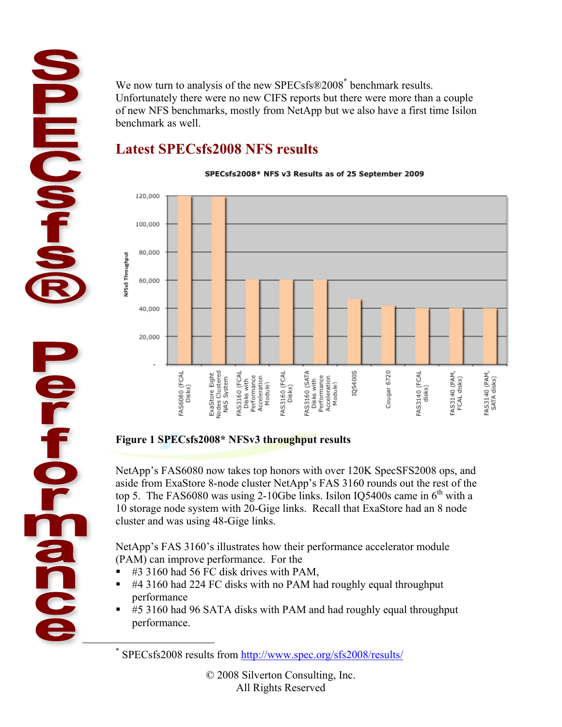We now turn to analysis of the new SPECsfs®2008[*] benchmark results. Unfortunately there were no new CIFS reports but there were more than a couple of new NFS benchmarks, mostly from NetApp but we also have a first time Isilon benchmark as well.

## Latest SPECsfs2008 NFS results

**Figure 1 SPECsfs2008* NFSv3 throughput results**

NetApp's FAS6080 now takes top honors with over 120K SpecSFS2008 ops, and aside from ExaStore 8-node cluster NetApp's FAS 3160 rounds out the rest of the top 5. The FAS6080 was using 2-10Gbe links. Isilon IQ5400s came in 6th with a 10 storage node system with 20-Gige links. Recall that ExaStore had an 8 node cluster and was using 48-Gige links.

NetApp's FAS 3160's illustrates how their performance accelerator module (PAM) can improve performance. For the

- #3 3160 had 56 FC disk drives with PAM,
- #4 3160 had 224 FC disks with no PAM had roughly equal throughput performance
- #5 3160 had 96 SATA disks with PAM and had roughly equal throughput performance.

[*] SPECsfs2008 results from http://www.spec.org/sfs2008/results/

© 2008 Silverton Consulting, Inc.
All Rights Reserved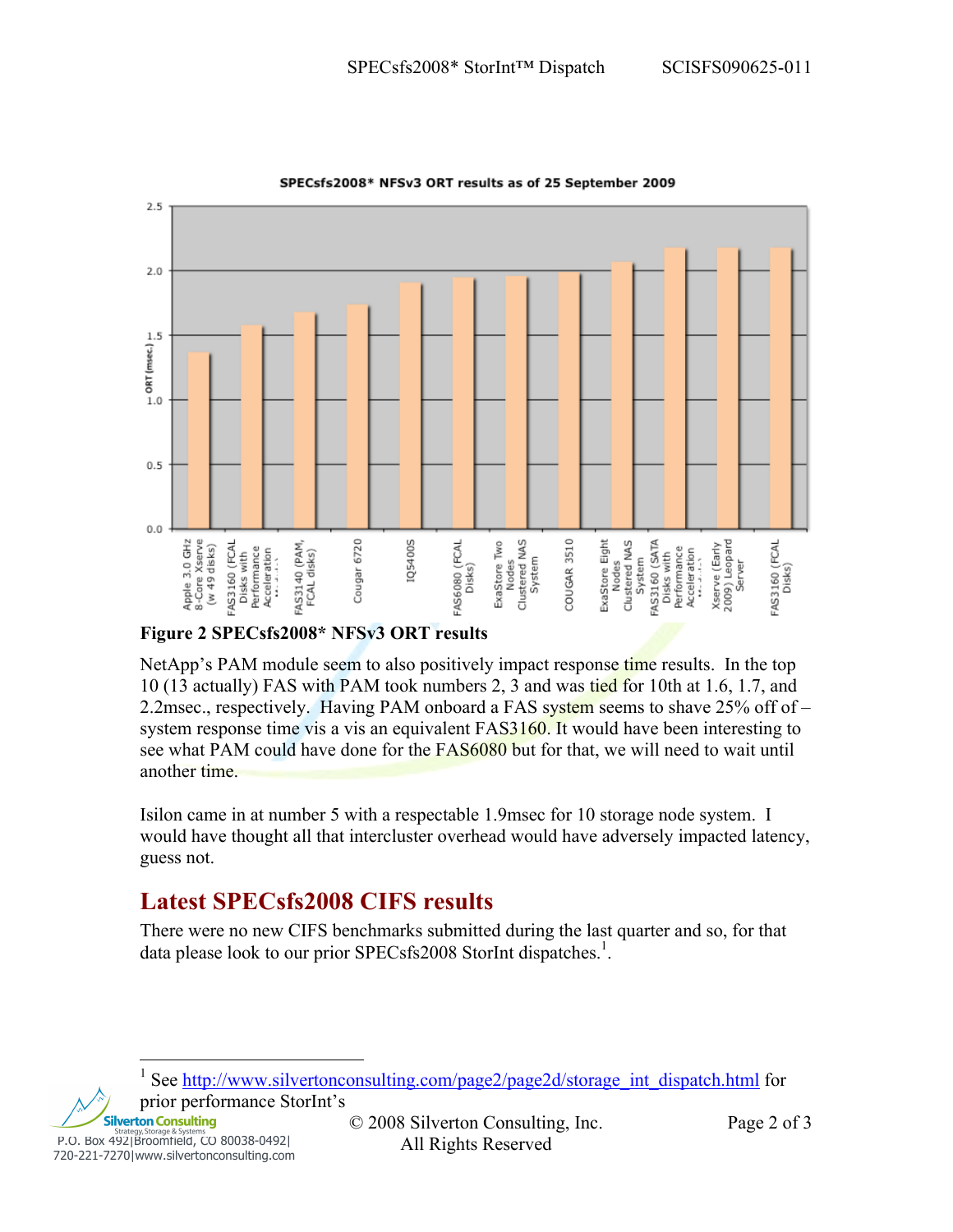Figure 2 SPECsfs2008* NFSv3 ORT results

NetApp's PAM module seem to also positively impact response time results. In the top 10 (13 actually) FAS with PAM took numbers 2, 3 and was tied for 10th at 1.6, 1.7, and 2.2msec., respectively. Having PAM onboard a FAS system seems to shave 25% off of – system response time vis a vis an equivalent FAS3160. It would have been interesting to see what PAM could have done for the FAS6080 but for that, we will need to wait until another time.

Isilon came in at number 5 with a respectable 1.9msec for 10 storage node system. I would have thought all that intercluster overhead would have adversely impacted latency, guess not.

## Latest SPECsfs2008 CIFS results

There were no new CIFS benchmarks submitted during the last quarter and so, for that data please look to our prior SPECsfs2008 StorInt dispatches.[1].

[1] See http://www.silvertonconsulting.com/page2/page2d/storage_int_dispatch.html for prior performance StorInt's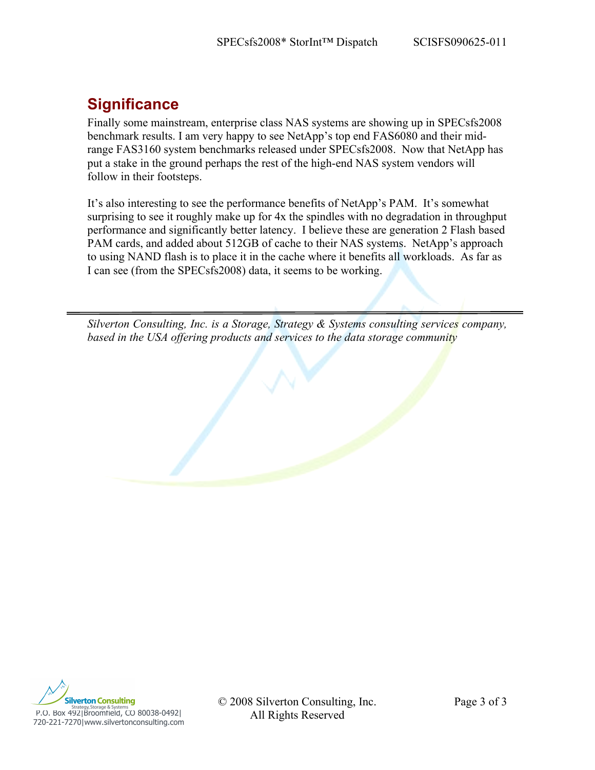## Significance

Finally some mainstream, enterprise class NAS systems are showing up in SPECsfs2008 benchmark results. I am very happy to see NetApp's top end FAS6080 and their mid-range FAS3160 system benchmarks released under SPECsfs2008. Now that NetApp has put a stake in the ground perhaps the rest of the high-end NAS system vendors will follow in their footsteps.

It's also interesting to see the performance benefits of NetApp's PAM. It's somewhat surprising to see it roughly make up for 4x the spindles with no degradation in throughput performance and significantly better latency. I believe these are generation 2 Flash based PAM cards, and added about 512GB of cache to their NAS systems. NetApp's approach to using NAND flash is to place it in the cache where it benefits all workloads. As far as I can see (from the SPECsfs2008) data, it seems to be working.

---

*Silverton Consulting, Inc. is a Storage, Strategy & Systems consulting services company, based in the USA offering products and services to the data storage community*